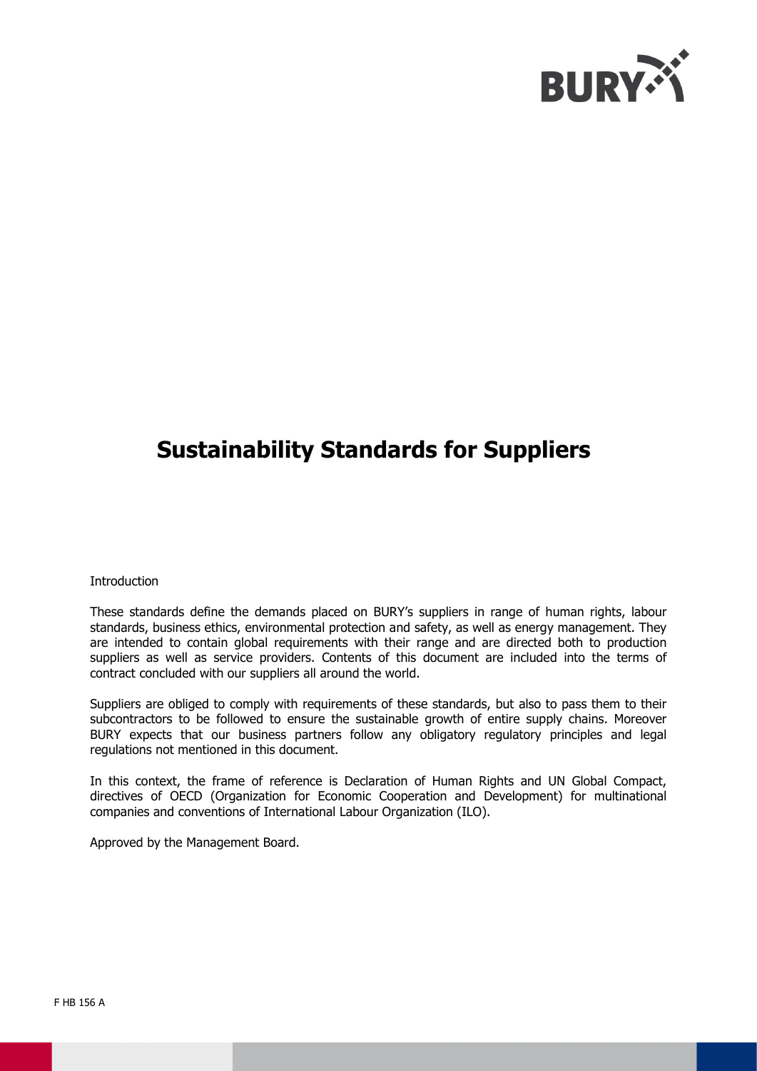# Sustainability Standards for Suppliers

Introduction

These standards define the demands placed on BURY's suppliers in range of human rights, labour standards, business ethics, environmental protection and safety, as well as energy management. They are intended to contain global requirements with their range and are directed both to production suppliers as well as service providers. Contents of this document are included into the terms of contract concluded with our suppliers all around the world.

Suppliers are obliged to comply with requirements of these standards, but also to pass them to their subcontractors to be followed to ensure the sustainable growth of entire supply chains. Moreover BURY expects that our business partners follow any obligatory regulatory principles and legal regulations not mentioned in this document.

In this context, the frame of reference is Declaration of Human Rights and UN Global Compact, directives of OECD (Organization for Economic Cooperation and Development) for multinational companies and conventions of International Labour Organization (ILO).

Approved by the Management Board.

F HB 156 A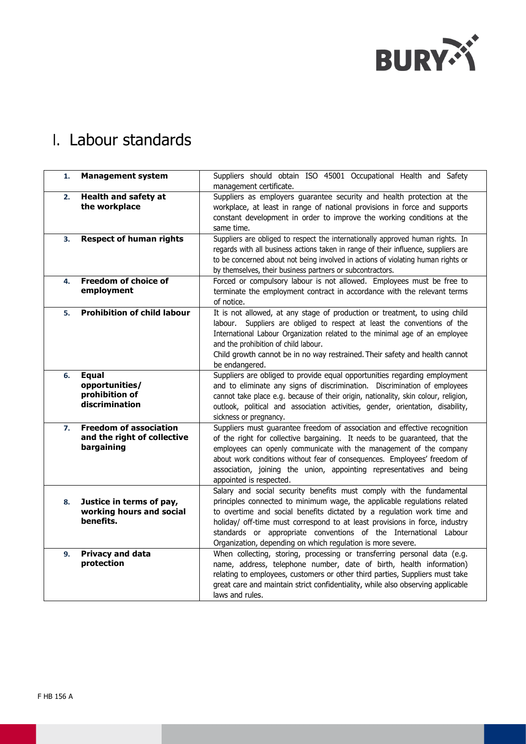# I. Labour standards

| | | |
|---|---|---|
| **1.** | **Management system** | Suppliers should obtain ISO 45001 Occupational Health and Safety management certificate. |
| **2.** | **Health and safety at the workplace** | Suppliers as employers guarantee security and health protection at the workplace, at least in range of national provisions in force and supports constant development in order to improve the working conditions at the same time. |
| **3.** | **Respect of human rights** | Suppliers are obliged to respect the internationally approved human rights. In regards with all business actions taken in range of their influence, suppliers are to be concerned about not being involved in actions of violating human rights or by themselves, their business partners or subcontractors. |
| **4.** | **Freedom of choice of employment** | Forced or compulsory labour is not allowed. Employees must be free to terminate the employment contract in accordance with the relevant terms of notice. |
| **5.** | **Prohibition of child labour** | It is not allowed, at any stage of production or treatment, to using child labour. Suppliers are obliged to respect at least the conventions of the International Labour Organization related to the minimal age of an employee and the prohibition of child labour.<br>Child growth cannot be in no way restrained. Their safety and health cannot be endangered. |
| **6.** | **Equal opportunities/ prohibition of discrimination** | Suppliers are obliged to provide equal opportunities regarding employment and to eliminate any signs of discrimination. Discrimination of employees cannot take place e.g. because of their origin, nationality, skin colour, religion, outlook, political and association activities, gender, orientation, disability, sickness or pregnancy. |
| **7.** | **Freedom of association and the right of collective bargaining** | Suppliers must guarantee freedom of association and effective recognition of the right for collective bargaining. It needs to be guaranteed, that the employees can openly communicate with the management of the company about work conditions without fear of consequences. Employees' freedom of association, joining the union, appointing representatives and being appointed is respected. |
| **8.** | **Justice in terms of pay, working hours and social benefits.** | Salary and social security benefits must comply with the fundamental principles connected to minimum wage, the applicable regulations related to overtime and social benefits dictated by a regulation work time and holiday/ off-time must correspond to at least provisions in force, industry standards or appropriate conventions of the International Labour Organization, depending on which regulation is more severe. |
| **9.** | **Privacy and data protection** | When collecting, storing, processing or transferring personal data (e.g. name, address, telephone number, date of birth, health information) relating to employees, customers or other third parties, Suppliers must take great care and maintain strict confidentiality, while also observing applicable laws and rules. |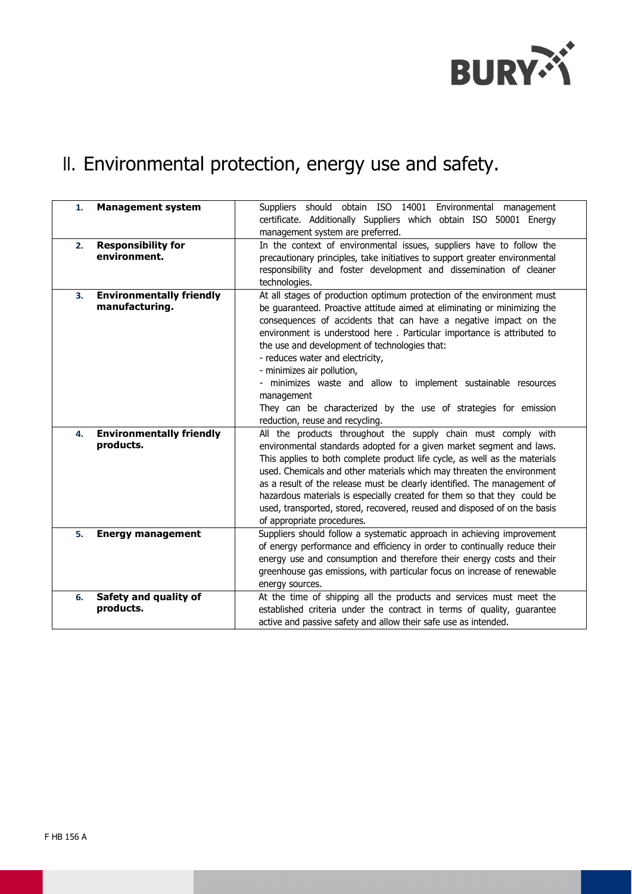# II. Environmental protection, energy use and safety.

| | | |
|---|---|---|
| **1.** | **Management system** | Suppliers should obtain ISO 14001 Environmental management certificate. Additionally Suppliers which obtain ISO 50001 Energy management system are preferred. |
| **2.** | **Responsibility for environment.** | In the context of environmental issues, suppliers have to follow the precautionary principles, take initiatives to support greater environmental responsibility and foster development and dissemination of cleaner technologies. |
| **3.** | **Environmentally friendly manufacturing.** | At all stages of production optimum protection of the environment must be guaranteed. Proactive attitude aimed at eliminating or minimizing the consequences of accidents that can have a negative impact on the environment is understood here . Particular importance is attributed to the use and development of technologies that:<br>- reduces water and electricity,<br>- minimizes air pollution,<br>- minimizes waste and allow to implement sustainable resources management<br>They can be characterized by the use of strategies for emission reduction, reuse and recycling. |
| **4.** | **Environmentally friendly products.** | All the products throughout the supply chain must comply with environmental standards adopted for a given market segment and laws. This applies to both complete product life cycle, as well as the materials used. Chemicals and other materials which may threaten the environment as a result of the release must be clearly identified. The management of hazardous materials is especially created for them so that they could be used, transported, stored, recovered, reused and disposed of on the basis of appropriate procedures. |
| **5.** | **Energy management** | Suppliers should follow a systematic approach in achieving improvement of energy performance and efficiency in order to continually reduce their energy use and consumption and therefore their energy costs and their greenhouse gas emissions, with particular focus on increase of renewable energy sources. |
| **6.** | **Safety and quality of products.** | At the time of shipping all the products and services must meet the established criteria under the contract in terms of quality, guarantee active and passive safety and allow their safe use as intended. |

F HB 156 A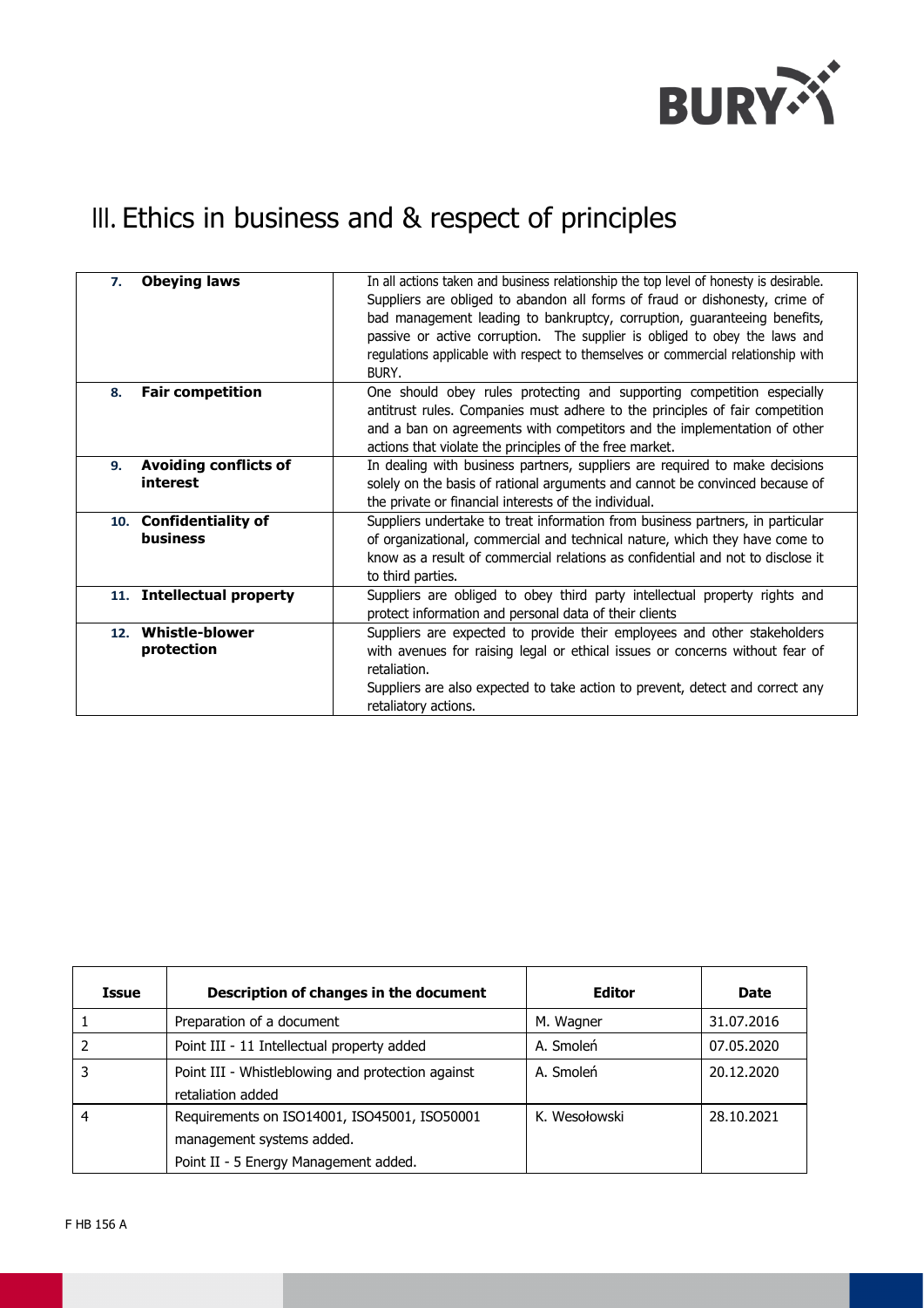# III. Ethics in business and & respect of principles

| | |
|---|---|
| **7. Obeying laws** | In all actions taken and business relationship the top level of honesty is desirable. Suppliers are obliged to abandon all forms of fraud or dishonesty, crime of bad management leading to bankruptcy, corruption, guaranteeing benefits, passive or active corruption. The supplier is obliged to obey the laws and regulations applicable with respect to themselves or commercial relationship with BURY. |
| **8. Fair competition** | One should obey rules protecting and supporting competition especially antitrust rules. Companies must adhere to the principles of fair competition and a ban on agreements with competitors and the implementation of other actions that violate the principles of the free market. |
| **9. Avoiding conflicts of interest** | In dealing with business partners, suppliers are required to make decisions solely on the basis of rational arguments and cannot be convinced because of the private or financial interests of the individual. |
| **10. Confidentiality of business** | Suppliers undertake to treat information from business partners, in particular of organizational, commercial and technical nature, which they have come to know as a result of commercial relations as confidential and not to disclose it to third parties. |
| **11. Intellectual property** | Suppliers are obliged to obey third party intellectual property rights and protect information and personal data of their clients |
| **12. Whistle-blower protection** | Suppliers are expected to provide their employees and other stakeholders with avenues for raising legal or ethical issues or concerns without fear of retaliation.<br>Suppliers are also expected to take action to prevent, detect and correct any retaliatory actions. |

| Issue | Description of changes in the document | Editor | Date |
|---|---|---|---|
| 1 | Preparation of a document | M. Wagner | 31.07.2016 |
| 2 | Point III - 11 Intellectual property added | A. Smoleń | 07.05.2020 |
| 3 | Point III - Whistleblowing and protection against retaliation added | A. Smoleń | 20.12.2020 |
| 4 | Requirements on ISO14001, ISO45001, ISO50001 management systems added.<br>Point II - 5 Energy Management added. | K. Wesołowski | 28.10.2021 |

F HB 156 A